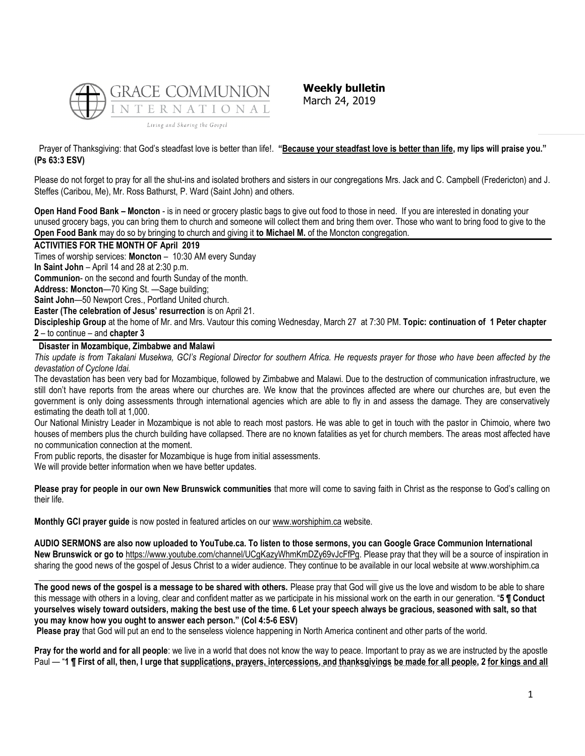**Weekly bulletin**
March 24, 2019

Prayer of Thanksgiving: that God's steadfast love is better than life!. **"Because your steadfast love is better than life, my lips will praise you." (Ps 63:3 ESV)**

Please do not forget to pray for all the shut-ins and isolated brothers and sisters in our congregations Mrs. Jack and C. Campbell (Fredericton) and J. Steffes (Caribou, Me), Mr. Ross Bathurst, P. Ward (Saint John) and others.

**Open Hand Food Bank – Moncton** - is in need or grocery plastic bags to give out food to those in need. If you are interested in donating your unused grocery bags, you can bring them to church and someone will collect them and bring them over. Those who want to bring food to give to the **Open Food Bank** may do so by bringing to church and giving it **to Michael M.** of the Moncton congregation.

**ACTIVITIES FOR THE MONTH OF April 2019**

Times of worship services: **Moncton** – 10:30 AM every Sunday

**In Saint John** – April 14 and 28 at 2:30 p.m.

**Communion**- on the second and fourth Sunday of the month.

**Address: Moncton**—70 King St. —Sage building;

**Saint John**—50 Newport Cres., Portland United church.

**Easter (The celebration of Jesus' resurrection** is on April 21.

**Discipleship Group** at the home of Mr. and Mrs. Vautour this coming Wednesday, March 27 at 7:30 PM. **Topic: continuation of 1 Peter chapter 2** – to continue – and **chapter 3**

**Disaster in Mozambique, Zimbabwe and Malawi**

*This update is from Takalani Musekwa, GCI's Regional Director for southern Africa. He requests prayer for those who have been affected by the devastation of Cyclone Idai.*

The devastation has been very bad for Mozambique, followed by Zimbabwe and Malawi. Due to the destruction of communication infrastructure, we still don't have reports from the areas where our churches are. We know that the provinces affected are where our churches are, but even the government is only doing assessments through international agencies which are able to fly in and assess the damage. They are conservatively estimating the death toll at 1,000.

Our National Ministry Leader in Mozambique is not able to reach most pastors. He was able to get in touch with the pastor in Chimoio, where two houses of members plus the church building have collapsed. There are no known fatalities as yet for church members. The areas most affected have no communication connection at the moment.

From public reports, the disaster for Mozambique is huge from initial assessments.

We will provide better information when we have better updates.

**Please pray for people in our own New Brunswick communities** that more will come to saving faith in Christ as the response to God's calling on their life.

**Monthly GCI prayer guide** is now posted in featured articles on our www.worshiphim.ca website.

**AUDIO SERMONS are also now uploaded to YouTube.ca. To listen to those sermons, you can Google Grace Communion International New Brunswick or go to** https://www.youtube.com/channel/UCgKazyWhmKmDZy69vJcFfPg. Please pray that they will be a source of inspiration in sharing the good news of the gospel of Jesus Christ to a wider audience. They continue to be available in our local website at www.worshiphim.ca

---

**The good news of the gospel is a message to be shared with others.** Please pray that God will give us the love and wisdom to be able to share this message with others in a loving, clear and confident matter as we participate in his missional work on the earth in our generation. "**5 ¶ Conduct yourselves wisely toward outsiders, making the best use of the time. 6 Let your speech always be gracious, seasoned with salt, so that you may know how you ought to answer each person." (Col 4:5-6 ESV)**

**Please pray** that God will put an end to the senseless violence happening in North America continent and other parts of the world.

**Pray for the world and for all people**: we live in a world that does not know the way to peace. Important to pray as we are instructed by the apostle Paul — "**1 ¶ First of all, then, I urge that supplications, prayers, intercessions, and thanksgivings be made for all people, 2 for kings and all**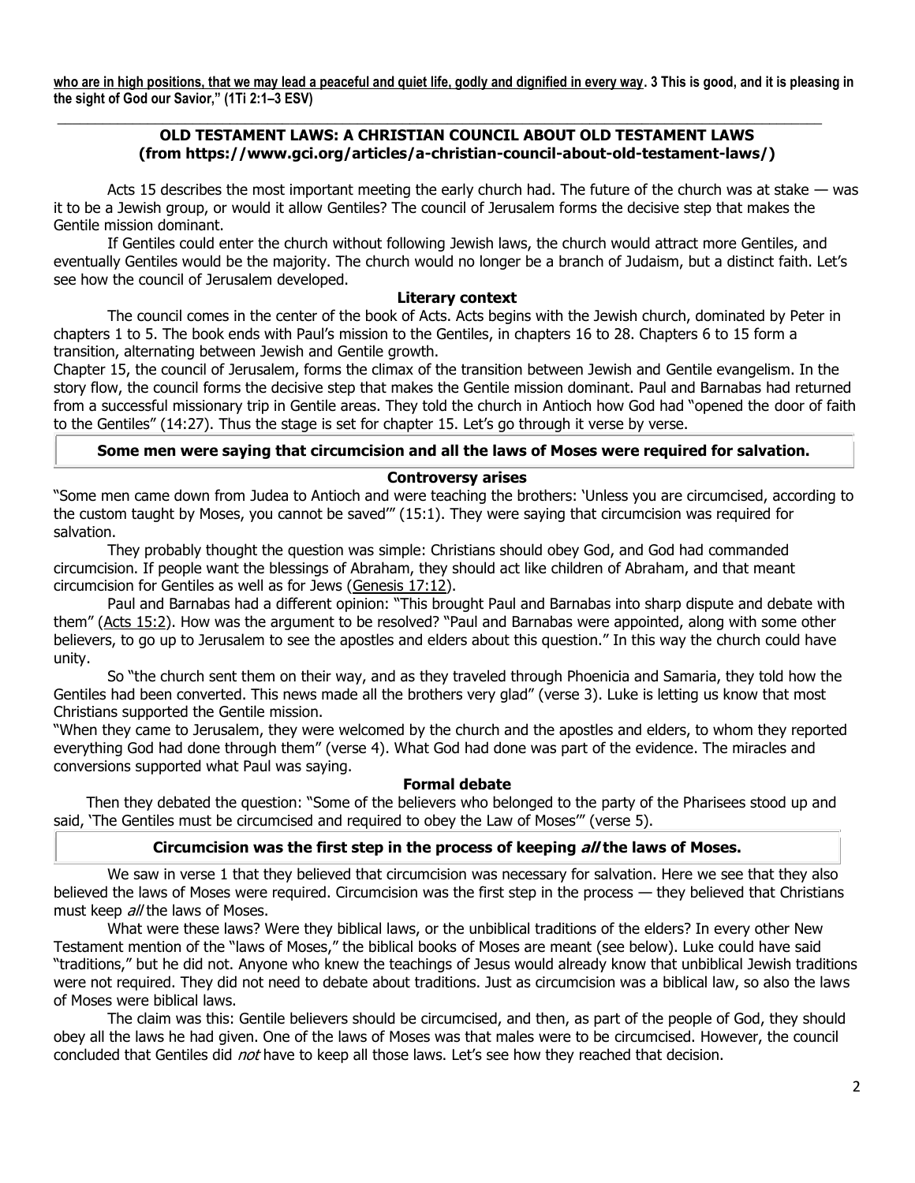**who are in high positions, that we may lead a peaceful and quiet life, godly and dignified in every way. 3 This is good, and it is pleasing in the sight of God our Savior," (1Ti 2:1–3 ESV)**

---

## OLD TESTAMENT LAWS: A CHRISTIAN COUNCIL ABOUT OLD TESTAMENT LAWS (from https://www.gci.org/articles/a-christian-council-about-old-testament-laws/)

Acts 15 describes the most important meeting the early church had. The future of the church was at stake — was it to be a Jewish group, or would it allow Gentiles? The council of Jerusalem forms the decisive step that makes the Gentile mission dominant.

If Gentiles could enter the church without following Jewish laws, the church would attract more Gentiles, and eventually Gentiles would be the majority. The church would no longer be a branch of Judaism, but a distinct faith. Let's see how the council of Jerusalem developed.

### Literary context

The council comes in the center of the book of Acts. Acts begins with the Jewish church, dominated by Peter in chapters 1 to 5. The book ends with Paul's mission to the Gentiles, in chapters 16 to 28. Chapters 6 to 15 form a transition, alternating between Jewish and Gentile growth.

Chapter 15, the council of Jerusalem, forms the climax of the transition between Jewish and Gentile evangelism. In the story flow, the council forms the decisive step that makes the Gentile mission dominant. Paul and Barnabas had returned from a successful missionary trip in Gentile areas. They told the church in Antioch how God had "opened the door of faith to the Gentiles" (14:27). Thus the stage is set for chapter 15. Let's go through it verse by verse.

**Some men were saying that circumcision and all the laws of Moses were required for salvation.**

### Controversy arises

"Some men came down from Judea to Antioch and were teaching the brothers: 'Unless you are circumcised, according to the custom taught by Moses, you cannot be saved'" (15:1). They were saying that circumcision was required for salvation.

They probably thought the question was simple: Christians should obey God, and God had commanded circumcision. If people want the blessings of Abraham, they should act like children of Abraham, and that meant circumcision for Gentiles as well as for Jews (Genesis 17:12).

Paul and Barnabas had a different opinion: "This brought Paul and Barnabas into sharp dispute and debate with them" (Acts 15:2). How was the argument to be resolved? "Paul and Barnabas were appointed, along with some other believers, to go up to Jerusalem to see the apostles and elders about this question." In this way the church could have unity.

So "the church sent them on their way, and as they traveled through Phoenicia and Samaria, they told how the Gentiles had been converted. This news made all the brothers very glad" (verse 3). Luke is letting us know that most Christians supported the Gentile mission.

"When they came to Jerusalem, they were welcomed by the church and the apostles and elders, to whom they reported everything God had done through them" (verse 4). What God had done was part of the evidence. The miracles and conversions supported what Paul was saying.

### Formal debate

Then they debated the question: "Some of the believers who belonged to the party of the Pharisees stood up and said, 'The Gentiles must be circumcised and required to obey the Law of Moses'" (verse 5).

**Circumcision was the first step in the process of keeping *all* the laws of Moses.**

We saw in verse 1 that they believed that circumcision was necessary for salvation. Here we see that they also believed the laws of Moses were required. Circumcision was the first step in the process — they believed that Christians must keep *all* the laws of Moses.

What were these laws? Were they biblical laws, or the unbiblical traditions of the elders? In every other New Testament mention of the "laws of Moses," the biblical books of Moses are meant (see below). Luke could have said "traditions," but he did not. Anyone who knew the teachings of Jesus would already know that unbiblical Jewish traditions were not required. They did not need to debate about traditions. Just as circumcision was a biblical law, so also the laws of Moses were biblical laws.

The claim was this: Gentile believers should be circumcised, and then, as part of the people of God, they should obey all the laws he had given. One of the laws of Moses was that males were to be circumcised. However, the council concluded that Gentiles did *not* have to keep all those laws. Let's see how they reached that decision.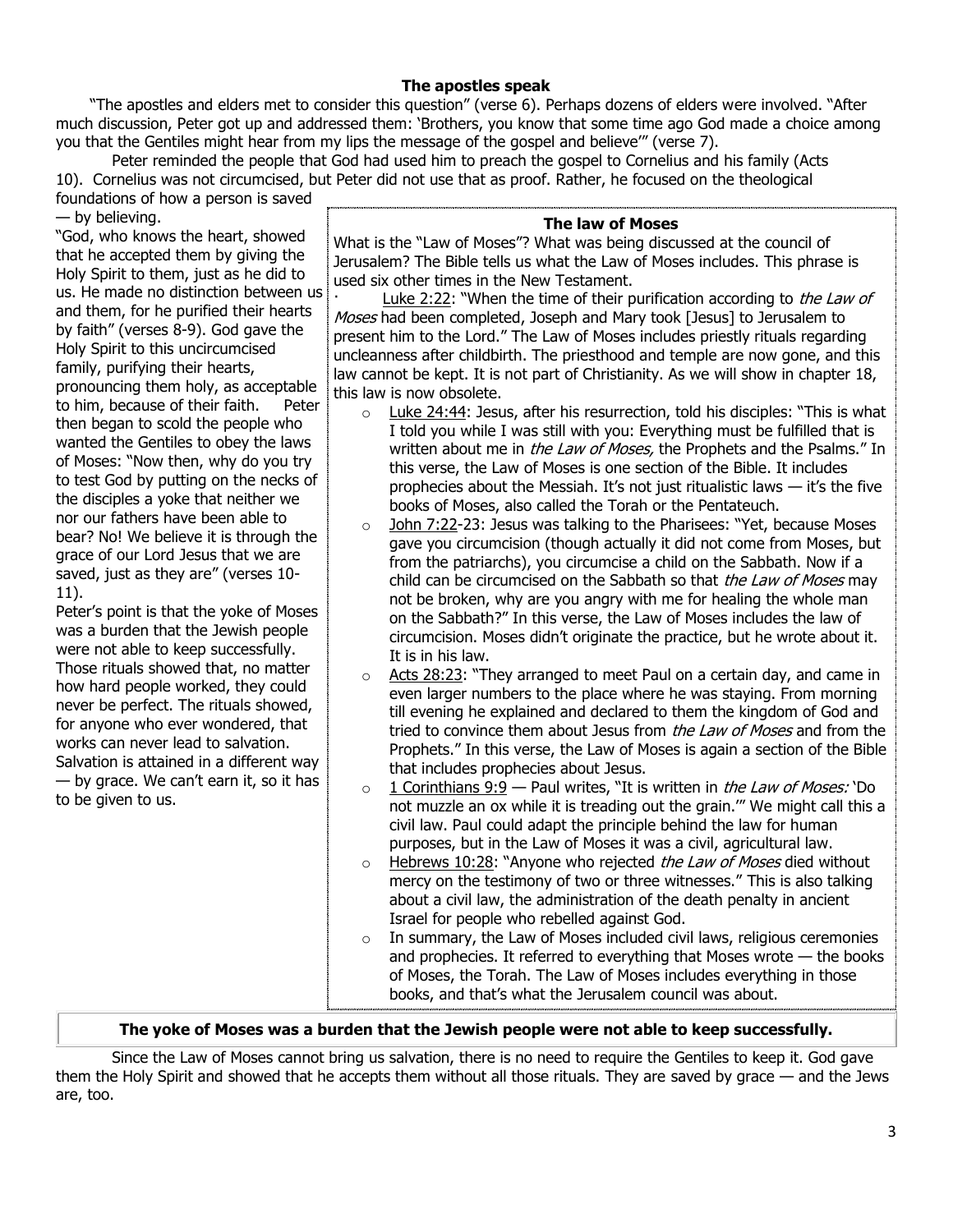### The apostles speak

"The apostles and elders met to consider this question" (verse 6). Perhaps dozens of elders were involved. "After much discussion, Peter got up and addressed them: 'Brothers, you know that some time ago God made a choice among you that the Gentiles might hear from my lips the message of the gospel and believe'" (verse 7).

Peter reminded the people that God had used him to preach the gospel to Cornelius and his family (Acts 10). Cornelius was not circumcised, but Peter did not use that as proof. Rather, he focused on the theological foundations of how a person is saved — by believing.

"God, who knows the heart, showed that he accepted them by giving the Holy Spirit to them, just as he did to us. He made no distinction between us and them, for he purified their hearts by faith" (verses 8-9). God gave the Holy Spirit to this uncircumcised family, purifying their hearts, pronouncing them holy, as acceptable to him, because of their faith. Peter then began to scold the people who wanted the Gentiles to obey the laws of Moses: "Now then, why do you try to test God by putting on the necks of the disciples a yoke that neither we nor our fathers have been able to bear? No! We believe it is through the grace of our Lord Jesus that we are saved, just as they are" (verses 10-11).

Peter's point is that the yoke of Moses was a burden that the Jewish people were not able to keep successfully. Those rituals showed that, no matter how hard people worked, they could never be perfect. The rituals showed, for anyone who ever wondered, that works can never lead to salvation. Salvation is attained in a different way — by grace. We can't earn it, so it has to be given to us.

### The law of Moses

What is the "Law of Moses"? What was being discussed at the council of Jerusalem? The Bible tells us what the Law of Moses includes. This phrase is used six other times in the New Testament.

- Luke 2:22: "When the time of their purification according to *the Law of Moses* had been completed, Joseph and Mary took [Jesus] to Jerusalem to present him to the Lord." The Law of Moses includes priestly rituals regarding uncleanness after childbirth. The priesthood and temple are now gone, and this law cannot be kept. It is not part of Christianity. As we will show in chapter 18, this law is now obsolete.
- Luke 24:44: Jesus, after his resurrection, told his disciples: "This is what I told you while I was still with you: Everything must be fulfilled that is written about me in *the Law of Moses,* the Prophets and the Psalms." In this verse, the Law of Moses is one section of the Bible. It includes prophecies about the Messiah. It's not just ritualistic laws — it's the five books of Moses, also called the Torah or the Pentateuch.
- John 7:22-23: Jesus was talking to the Pharisees: "Yet, because Moses gave you circumcision (though actually it did not come from Moses, but from the patriarchs), you circumcise a child on the Sabbath. Now if a child can be circumcised on the Sabbath so that *the Law of Moses* may not be broken, why are you angry with me for healing the whole man on the Sabbath?" In this verse, the Law of Moses includes the law of circumcision. Moses didn't originate the practice, but he wrote about it. It is in his law.
- Acts 28:23: "They arranged to meet Paul on a certain day, and came in even larger numbers to the place where he was staying. From morning till evening he explained and declared to them the kingdom of God and tried to convince them about Jesus from *the Law of Moses* and from the Prophets." In this verse, the Law of Moses is again a section of the Bible that includes prophecies about Jesus.
- 1 Corinthians 9:9 — Paul writes, "It is written in *the Law of Moses:* 'Do not muzzle an ox while it is treading out the grain.'" We might call this a civil law. Paul could adapt the principle behind the law for human purposes, but in the Law of Moses it was a civil, agricultural law.
- Hebrews 10:28: "Anyone who rejected *the Law of Moses* died without mercy on the testimony of two or three witnesses." This is also talking about a civil law, the administration of the death penalty in ancient Israel for people who rebelled against God.
- In summary, the Law of Moses included civil laws, religious ceremonies and prophecies. It referred to everything that Moses wrote — the books of Moses, the Torah. The Law of Moses includes everything in those books, and that's what the Jerusalem council was about.

**The yoke of Moses was a burden that the Jewish people were not able to keep successfully.**

Since the Law of Moses cannot bring us salvation, there is no need to require the Gentiles to keep it. God gave them the Holy Spirit and showed that he accepts them without all those rituals. They are saved by grace — and the Jews are, too.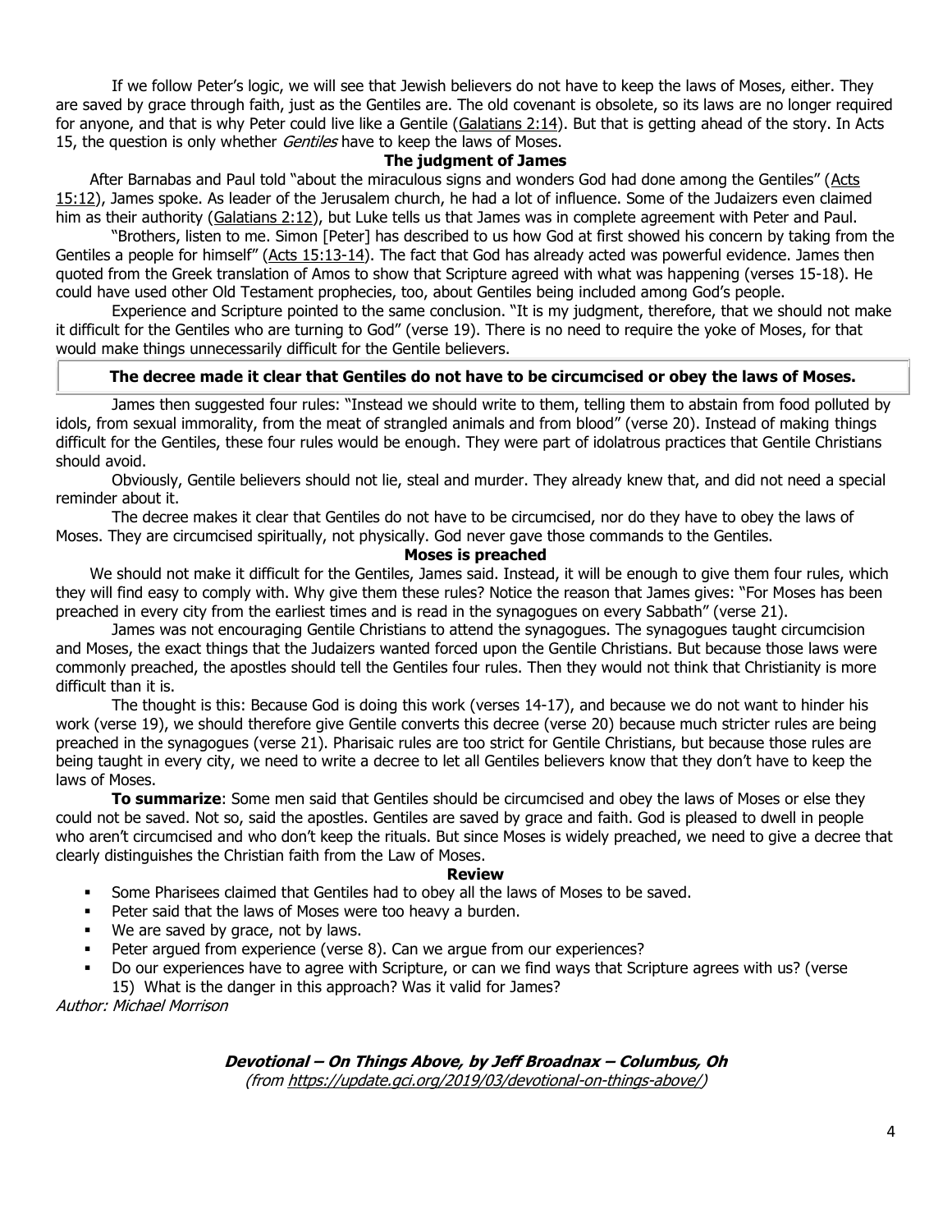If we follow Peter's logic, we will see that Jewish believers do not have to keep the laws of Moses, either. They are saved by grace through faith, just as the Gentiles are. The old covenant is obsolete, so its laws are no longer required for anyone, and that is why Peter could live like a Gentile (Galatians 2:14). But that is getting ahead of the story. In Acts 15, the question is only whether *Gentiles* have to keep the laws of Moses.

### The judgment of James

After Barnabas and Paul told "about the miraculous signs and wonders God had done among the Gentiles" (Acts 15:12), James spoke. As leader of the Jerusalem church, he had a lot of influence. Some of the Judaizers even claimed him as their authority (Galatians 2:12), but Luke tells us that James was in complete agreement with Peter and Paul.

"Brothers, listen to me. Simon [Peter] has described to us how God at first showed his concern by taking from the Gentiles a people for himself" (Acts 15:13-14). The fact that God has already acted was powerful evidence. James then quoted from the Greek translation of Amos to show that Scripture agreed with what was happening (verses 15-18). He could have used other Old Testament prophecies, too, about Gentiles being included among God's people.

Experience and Scripture pointed to the same conclusion. "It is my judgment, therefore, that we should not make it difficult for the Gentiles who are turning to God" (verse 19). There is no need to require the yoke of Moses, for that would make things unnecessarily difficult for the Gentile believers.

**The decree made it clear that Gentiles do not have to be circumcised or obey the laws of Moses.**

James then suggested four rules: "Instead we should write to them, telling them to abstain from food polluted by idols, from sexual immorality, from the meat of strangled animals and from blood" (verse 20). Instead of making things difficult for the Gentiles, these four rules would be enough. They were part of idolatrous practices that Gentile Christians should avoid.

Obviously, Gentile believers should not lie, steal and murder. They already knew that, and did not need a special reminder about it.

The decree makes it clear that Gentiles do not have to be circumcised, nor do they have to obey the laws of Moses. They are circumcised spiritually, not physically. God never gave those commands to the Gentiles.

### Moses is preached

We should not make it difficult for the Gentiles, James said. Instead, it will be enough to give them four rules, which they will find easy to comply with. Why give them these rules? Notice the reason that James gives: "For Moses has been preached in every city from the earliest times and is read in the synagogues on every Sabbath" (verse 21).

James was not encouraging Gentile Christians to attend the synagogues. The synagogues taught circumcision and Moses, the exact things that the Judaizers wanted forced upon the Gentile Christians. But because those laws were commonly preached, the apostles should tell the Gentiles four rules. Then they would not think that Christianity is more difficult than it is.

The thought is this: Because God is doing this work (verses 14-17), and because we do not want to hinder his work (verse 19), we should therefore give Gentile converts this decree (verse 20) because much stricter rules are being preached in the synagogues (verse 21). Pharisaic rules are too strict for Gentile Christians, but because those rules are being taught in every city, we need to write a decree to let all Gentiles believers know that they don't have to keep the laws of Moses.

**To summarize**: Some men said that Gentiles should be circumcised and obey the laws of Moses or else they could not be saved. Not so, said the apostles. Gentiles are saved by grace and faith. God is pleased to dwell in people who aren't circumcised and who don't keep the rituals. But since Moses is widely preached, we need to give a decree that clearly distinguishes the Christian faith from the Law of Moses.

### Review

- Some Pharisees claimed that Gentiles had to obey all the laws of Moses to be saved.
- Peter said that the laws of Moses were too heavy a burden.
- We are saved by grace, not by laws.
- Peter argued from experience (verse 8). Can we argue from our experiences?
- Do our experiences have to agree with Scripture, or can we find ways that Scripture agrees with us? (verse 15) What is the danger in this approach? Was it valid for James?

*Author: Michael Morrison*

***Devotional – On Things Above, by Jeff Broadnax – Columbus, Oh***

*(from https://update.gci.org/2019/03/devotional-on-things-above/)*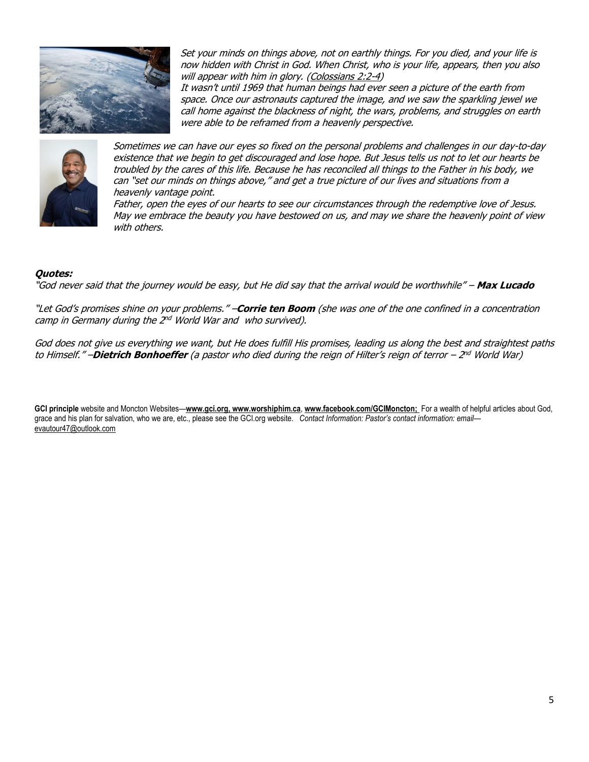*Set your minds on things above, not on earthly things. For you died, and your life is now hidden with Christ in God. When Christ, who is your life, appears, then you also will appear with him in glory. (Colossians 2:2-4)*

*It wasn't until 1969 that human beings had ever seen a picture of the earth from space. Once our astronauts captured the image, and we saw the sparkling jewel we call home against the blackness of night, the wars, problems, and struggles on earth were able to be reframed from a heavenly perspective.*

*Sometimes we can have our eyes so fixed on the personal problems and challenges in our day-to-day existence that we begin to get discouraged and lose hope. But Jesus tells us not to let our hearts be troubled by the cares of this life. Because he has reconciled all things to the Father in his body, we can "set our minds on things above," and get a true picture of our lives and situations from a heavenly vantage point.*

*Father, open the eyes of our hearts to see our circumstances through the redemptive love of Jesus. May we embrace the beauty you have bestowed on us, and may we share the heavenly point of view with others.*

***Quotes:***

*"God never said that the journey would be easy, but He did say that the arrival would be worthwhile" –* ***Max Lucado***

*"Let God's promises shine on your problems." –**Corrie ten Boom** (she was one of the one confined in a concentration camp in Germany during the 2nd World War and who survived).*

*God does not give us everything we want, but He does fulfill His promises, leading us along the best and straightest paths to Himself." –**Dietrich Bonhoeffer** (a pastor who died during the reign of Hilter's reign of terror – 2nd World War)*

**GCI principle** website and Moncton Websites—**www.gci.org, www.worshiphim.ca**, **www.facebook.com/GCIMoncton;** For a wealth of helpful articles about God, grace and his plan for salvation, who we are, etc., please see the GCI.org website. *Contact Information: Pastor's contact information: email—* evautour47@outlook.com